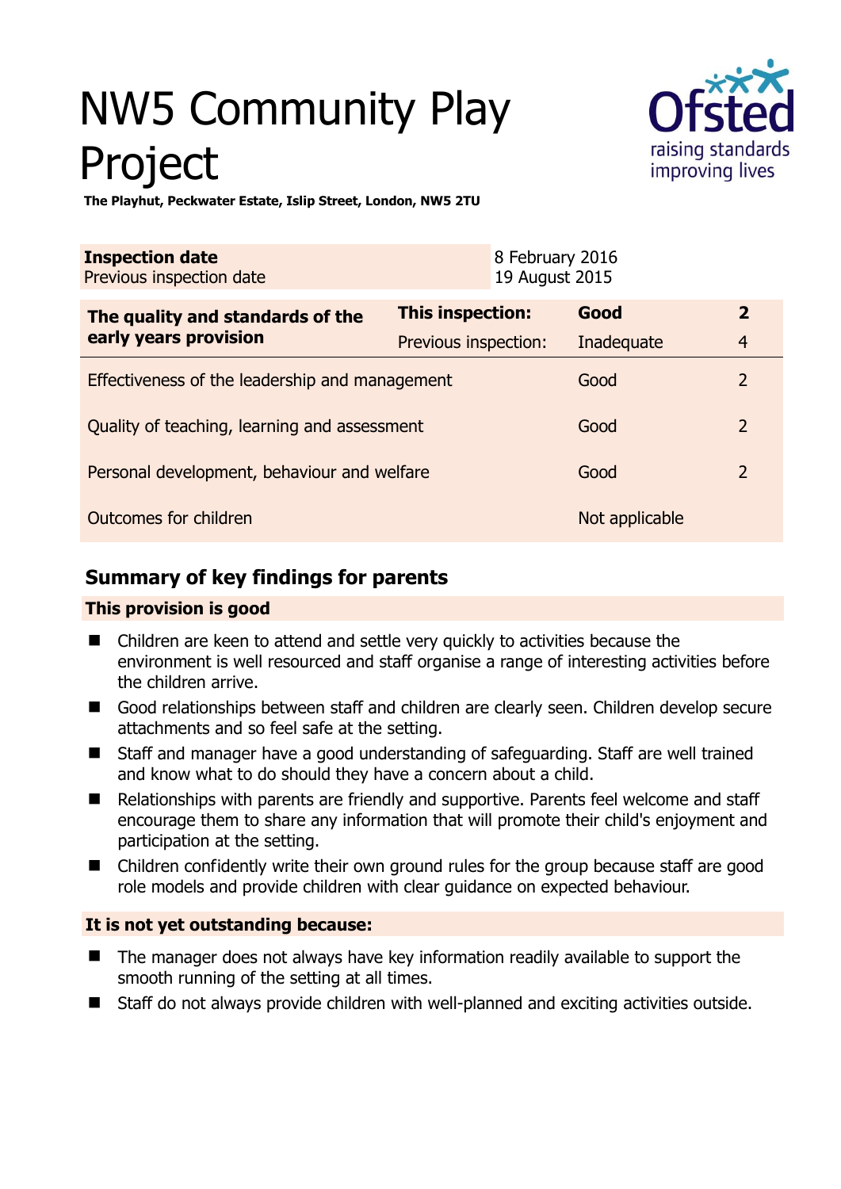# NW5 Community Play Project

**The Playhut, Peckwater Estate, Islip Street, London, NW5 2TU**

| **Inspection date** | 8 February 2016 |
|---|---|
| Previous inspection date | 19 August 2015 |

| | | | |
|---|---|---|---|
| **The quality and standards of the early years provision** | **This inspection:** | **Good** | **2** |
| | Previous inspection: | Inadequate | 4 |
| Effectiveness of the leadership and management | | Good | 2 |
| Quality of teaching, learning and assessment | | Good | 2 |
| Personal development, behaviour and welfare | | Good | 2 |
| Outcomes for children | | Not applicable | |

## Summary of key findings for parents

**This provision is good**

- Children are keen to attend and settle very quickly to activities because the environment is well resourced and staff organise a range of interesting activities before the children arrive.
- Good relationships between staff and children are clearly seen. Children develop secure attachments and so feel safe at the setting.
- Staff and manager have a good understanding of safeguarding. Staff are well trained and know what to do should they have a concern about a child.
- Relationships with parents are friendly and supportive. Parents feel welcome and staff encourage them to share any information that will promote their child's enjoyment and participation at the setting.
- Children confidently write their own ground rules for the group because staff are good role models and provide children with clear guidance on expected behaviour.

**It is not yet outstanding because:**

- The manager does not always have key information readily available to support the smooth running of the setting at all times.
- Staff do not always provide children with well-planned and exciting activities outside.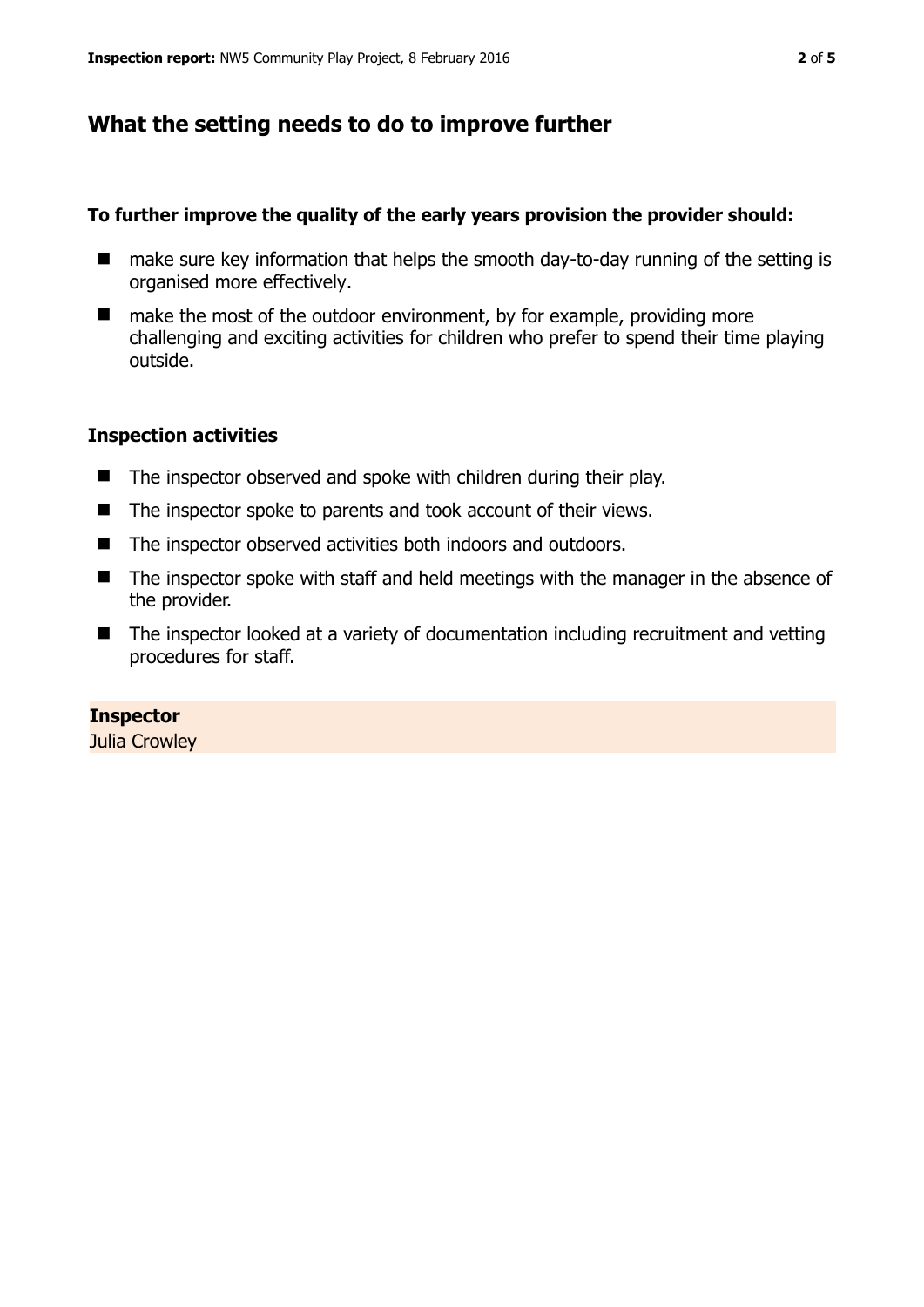## What the setting needs to do to improve further

**To further improve the quality of the early years provision the provider should:**

- make sure key information that helps the smooth day-to-day running of the setting is organised more effectively.
- make the most of the outdoor environment, by for example, providing more challenging and exciting activities for children who prefer to spend their time playing outside.

### Inspection activities

- The inspector observed and spoke with children during their play.
- The inspector spoke to parents and took account of their views.
- The inspector observed activities both indoors and outdoors.
- The inspector spoke with staff and held meetings with the manager in the absence of the provider.
- The inspector looked at a variety of documentation including recruitment and vetting procedures for staff.

**Inspector**
Julia Crowley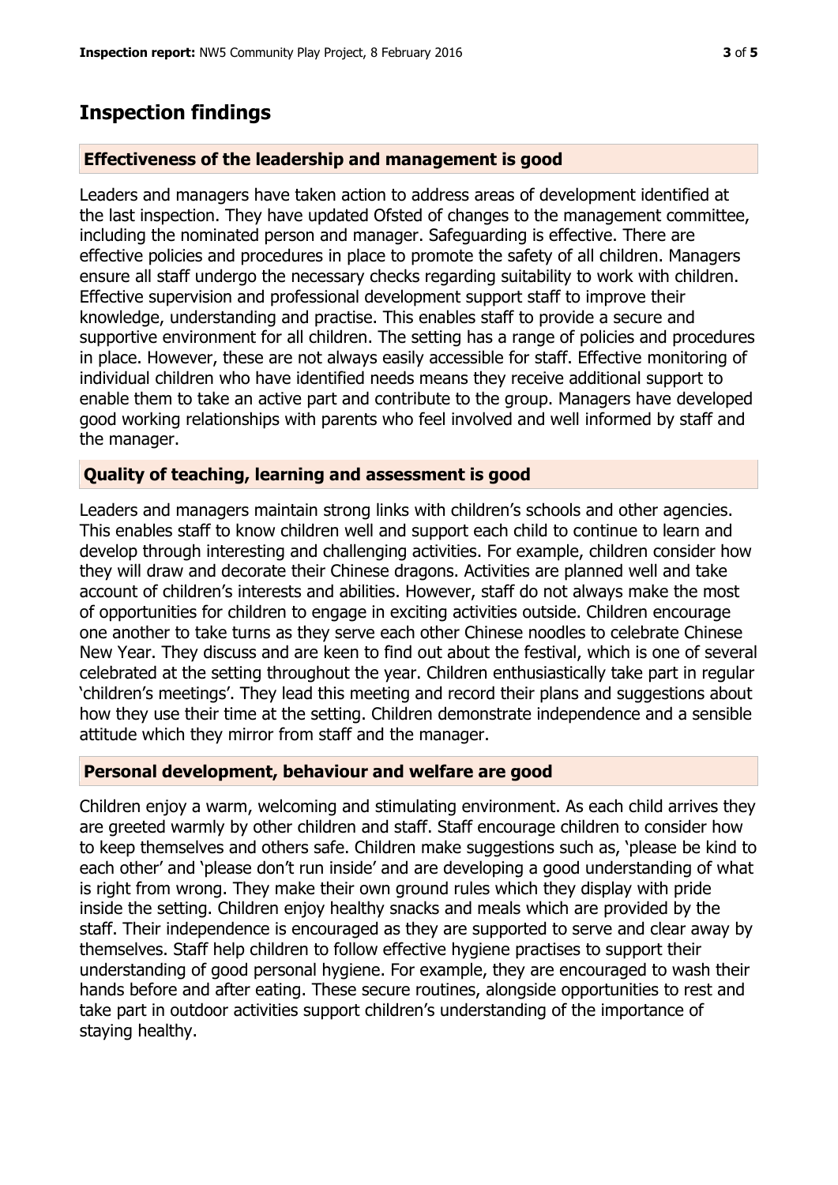## Inspection findings

### Effectiveness of the leadership and management is good

Leaders and managers have taken action to address areas of development identified at the last inspection. They have updated Ofsted of changes to the management committee, including the nominated person and manager. Safeguarding is effective. There are effective policies and procedures in place to promote the safety of all children. Managers ensure all staff undergo the necessary checks regarding suitability to work with children. Effective supervision and professional development support staff to improve their knowledge, understanding and practise. This enables staff to provide a secure and supportive environment for all children. The setting has a range of policies and procedures in place. However, these are not always easily accessible for staff. Effective monitoring of individual children who have identified needs means they receive additional support to enable them to take an active part and contribute to the group. Managers have developed good working relationships with parents who feel involved and well informed by staff and the manager.

### Quality of teaching, learning and assessment is good

Leaders and managers maintain strong links with children's schools and other agencies. This enables staff to know children well and support each child to continue to learn and develop through interesting and challenging activities. For example, children consider how they will draw and decorate their Chinese dragons. Activities are planned well and take account of children's interests and abilities. However, staff do not always make the most of opportunities for children to engage in exciting activities outside. Children encourage one another to take turns as they serve each other Chinese noodles to celebrate Chinese New Year. They discuss and are keen to find out about the festival, which is one of several celebrated at the setting throughout the year. Children enthusiastically take part in regular 'children's meetings'. They lead this meeting and record their plans and suggestions about how they use their time at the setting. Children demonstrate independence and a sensible attitude which they mirror from staff and the manager.

### Personal development, behaviour and welfare are good

Children enjoy a warm, welcoming and stimulating environment. As each child arrives they are greeted warmly by other children and staff. Staff encourage children to consider how to keep themselves and others safe. Children make suggestions such as, 'please be kind to each other' and 'please don't run inside' and are developing a good understanding of what is right from wrong. They make their own ground rules which they display with pride inside the setting. Children enjoy healthy snacks and meals which are provided by the staff. Their independence is encouraged as they are supported to serve and clear away by themselves. Staff help children to follow effective hygiene practises to support their understanding of good personal hygiene. For example, they are encouraged to wash their hands before and after eating. These secure routines, alongside opportunities to rest and take part in outdoor activities support children's understanding of the importance of staying healthy.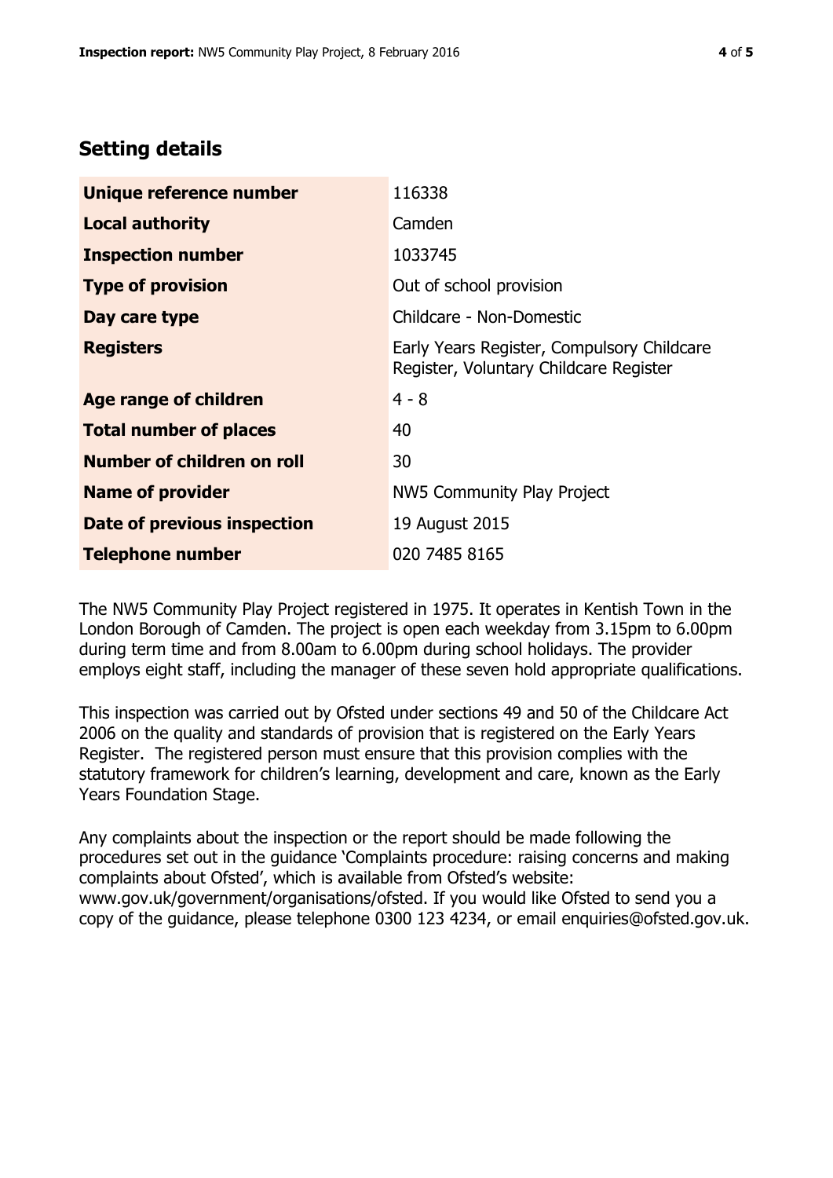## Setting details

| | |
|---|---|
| **Unique reference number** | 116338 |
| **Local authority** | Camden |
| **Inspection number** | 1033745 |
| **Type of provision** | Out of school provision |
| **Day care type** | Childcare - Non-Domestic |
| **Registers** | Early Years Register, Compulsory Childcare Register, Voluntary Childcare Register |
| **Age range of children** | 4 - 8 |
| **Total number of places** | 40 |
| **Number of children on roll** | 30 |
| **Name of provider** | NW5 Community Play Project |
| **Date of previous inspection** | 19 August 2015 |
| **Telephone number** | 020 7485 8165 |

The NW5 Community Play Project registered in 1975. It operates in Kentish Town in the London Borough of Camden. The project is open each weekday from 3.15pm to 6.00pm during term time and from 8.00am to 6.00pm during school holidays. The provider employs eight staff, including the manager of these seven hold appropriate qualifications.

This inspection was carried out by Ofsted under sections 49 and 50 of the Childcare Act 2006 on the quality and standards of provision that is registered on the Early Years Register. The registered person must ensure that this provision complies with the statutory framework for children's learning, development and care, known as the Early Years Foundation Stage.

Any complaints about the inspection or the report should be made following the procedures set out in the guidance 'Complaints procedure: raising concerns and making complaints about Ofsted', which is available from Ofsted's website: www.gov.uk/government/organisations/ofsted. If you would like Ofsted to send you a copy of the guidance, please telephone 0300 123 4234, or email enquiries@ofsted.gov.uk.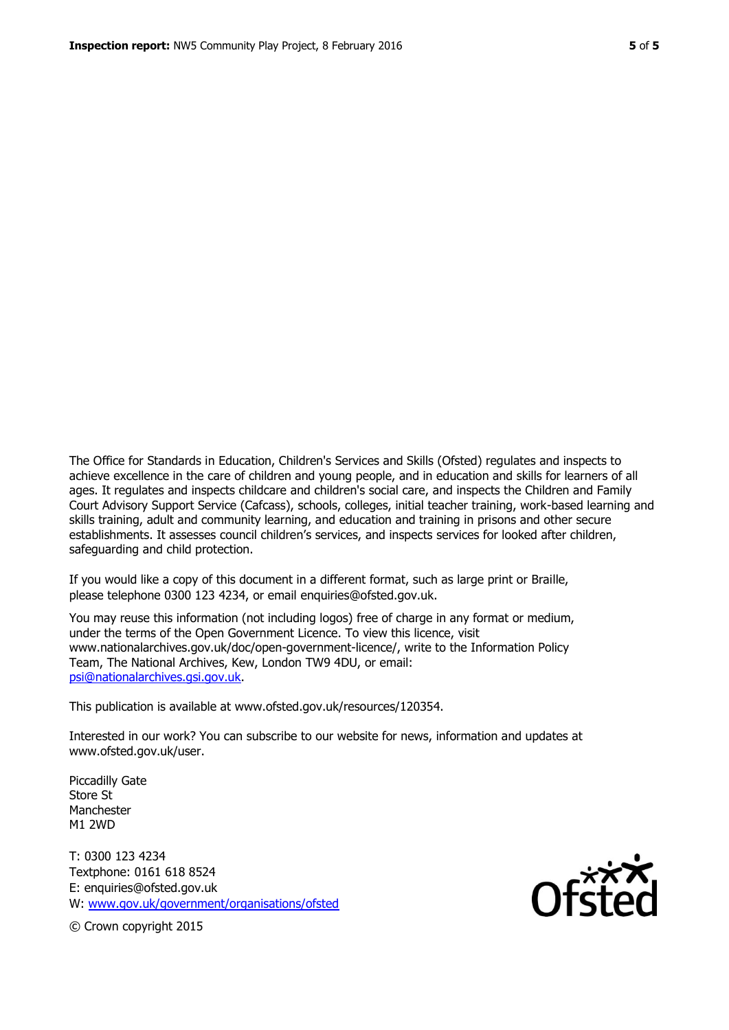The Office for Standards in Education, Children's Services and Skills (Ofsted) regulates and inspects to achieve excellence in the care of children and young people, and in education and skills for learners of all ages. It regulates and inspects childcare and children's social care, and inspects the Children and Family Court Advisory Support Service (Cafcass), schools, colleges, initial teacher training, work-based learning and skills training, adult and community learning, and education and training in prisons and other secure establishments. It assesses council children's services, and inspects services for looked after children, safeguarding and child protection.

If you would like a copy of this document in a different format, such as large print or Braille, please telephone 0300 123 4234, or email enquiries@ofsted.gov.uk.

You may reuse this information (not including logos) free of charge in any format or medium, under the terms of the Open Government Licence. To view this licence, visit www.nationalarchives.gov.uk/doc/open-government-licence/, write to the Information Policy Team, The National Archives, Kew, London TW9 4DU, or email: psi@nationalarchives.gsi.gov.uk.

This publication is available at www.ofsted.gov.uk/resources/120354.

Interested in our work? You can subscribe to our website for news, information and updates at www.ofsted.gov.uk/user.

Piccadilly Gate
Store St
Manchester
M1 2WD

T: 0300 123 4234
Textphone: 0161 618 8524
E: enquiries@ofsted.gov.uk
W: www.gov.uk/government/organisations/ofsted

© Crown copyright 2015